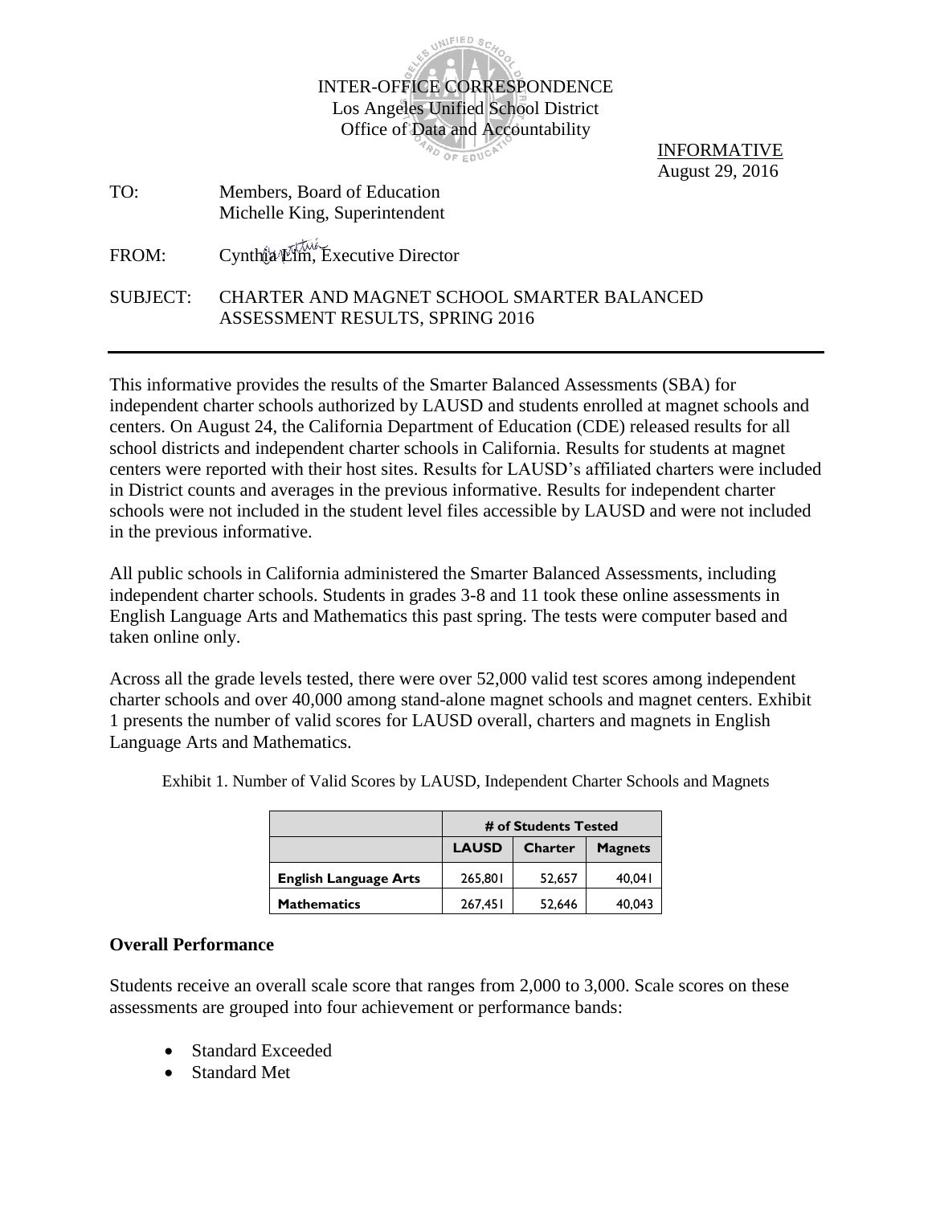INTER-OFFICE CORRESPONDENCE
Los Angeles Unified School District
Office of Data and Accountability

INFORMATIVE
August 29, 2016

TO: Members, Board of Education
Michelle King, Superintendent

FROM: Cynthia Lim, Executive Director

SUBJECT: CHARTER AND MAGNET SCHOOL SMARTER BALANCED ASSESSMENT RESULTS, SPRING 2016

---

This informative provides the results of the Smarter Balanced Assessments (SBA) for independent charter schools authorized by LAUSD and students enrolled at magnet schools and centers. On August 24, the California Department of Education (CDE) released results for all school districts and independent charter schools in California. Results for students at magnet centers were reported with their host sites. Results for LAUSD's affiliated charters were included in District counts and averages in the previous informative. Results for independent charter schools were not included in the student level files accessible by LAUSD and were not included in the previous informative.

All public schools in California administered the Smarter Balanced Assessments, including independent charter schools. Students in grades 3-8 and 11 took these online assessments in English Language Arts and Mathematics this past spring. The tests were computer based and taken online only.

Across all the grade levels tested, there were over 52,000 valid test scores among independent charter schools and over 40,000 among stand-alone magnet schools and magnet centers. Exhibit 1 presents the number of valid scores for LAUSD overall, charters and magnets in English Language Arts and Mathematics.

Exhibit 1. Number of Valid Scores by LAUSD, Independent Charter Schools and Magnets

| | # of Students Tested | | |
|---|---|---|---|
| | **LAUSD** | **Charter** | **Magnets** |
| **English Language Arts** | 265,801 | 52,657 | 40,041 |
| **Mathematics** | 267,451 | 52,646 | 40,043 |

**Overall Performance**

Students receive an overall scale score that ranges from 2,000 to 3,000. Scale scores on these assessments are grouped into four achievement or performance bands:

- Standard Exceeded
- Standard Met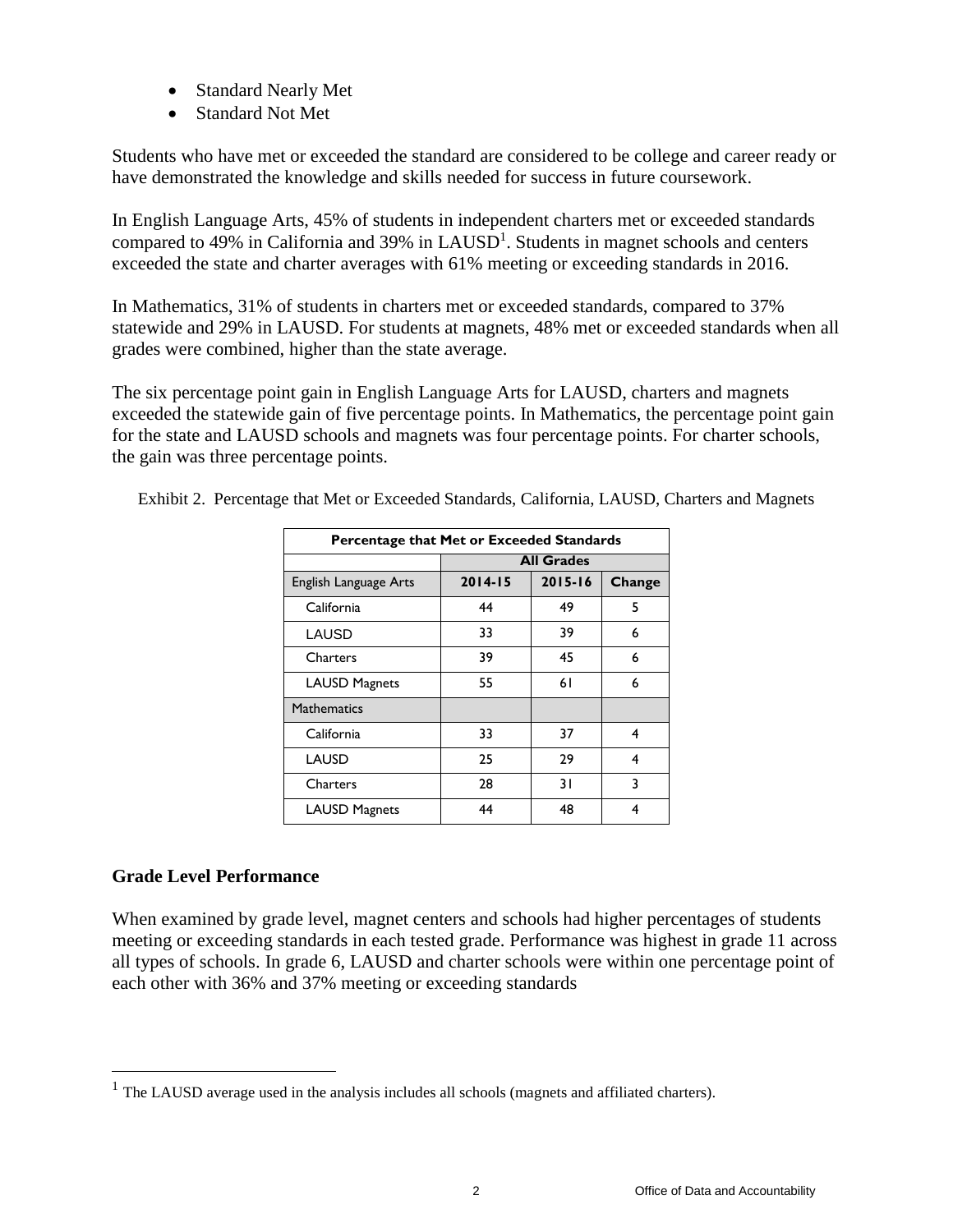- Standard Nearly Met
- Standard Not Met

Students who have met or exceeded the standard are considered to be college and career ready or have demonstrated the knowledge and skills needed for success in future coursework.

In English Language Arts, 45% of students in independent charters met or exceeded standards compared to 49% in California and 39% in LAUSD[1]. Students in magnet schools and centers exceeded the state and charter averages with 61% meeting or exceeding standards in 2016.

In Mathematics, 31% of students in charters met or exceeded standards, compared to 37% statewide and 29% in LAUSD. For students at magnets, 48% met or exceeded standards when all grades were combined, higher than the state average.

The six percentage point gain in English Language Arts for LAUSD, charters and magnets exceeded the statewide gain of five percentage points. In Mathematics, the percentage point gain for the state and LAUSD schools and magnets was four percentage points. For charter schools, the gain was three percentage points.

Exhibit 2. Percentage that Met or Exceeded Standards, California, LAUSD, Charters and Magnets

| Percentage that Met or Exceeded Standards | | | |
|---|---|---|---|
| | All Grades | | |
| English Language Arts | 2014-15 | 2015-16 | Change |
| California | 44 | 49 | 5 |
| LAUSD | 33 | 39 | 6 |
| Charters | 39 | 45 | 6 |
| LAUSD Magnets | 55 | 61 | 6 |
| Mathematics | | | |
| California | 33 | 37 | 4 |
| LAUSD | 25 | 29 | 4 |
| Charters | 28 | 31 | 3 |
| LAUSD Magnets | 44 | 48 | 4 |

## Grade Level Performance

When examined by grade level, magnet centers and schools had higher percentages of students meeting or exceeding standards in each tested grade. Performance was highest in grade 11 across all types of schools. In grade 6, LAUSD and charter schools were within one percentage point of each other with 36% and 37% meeting or exceeding standards

[1] The LAUSD average used in the analysis includes all schools (magnets and affiliated charters).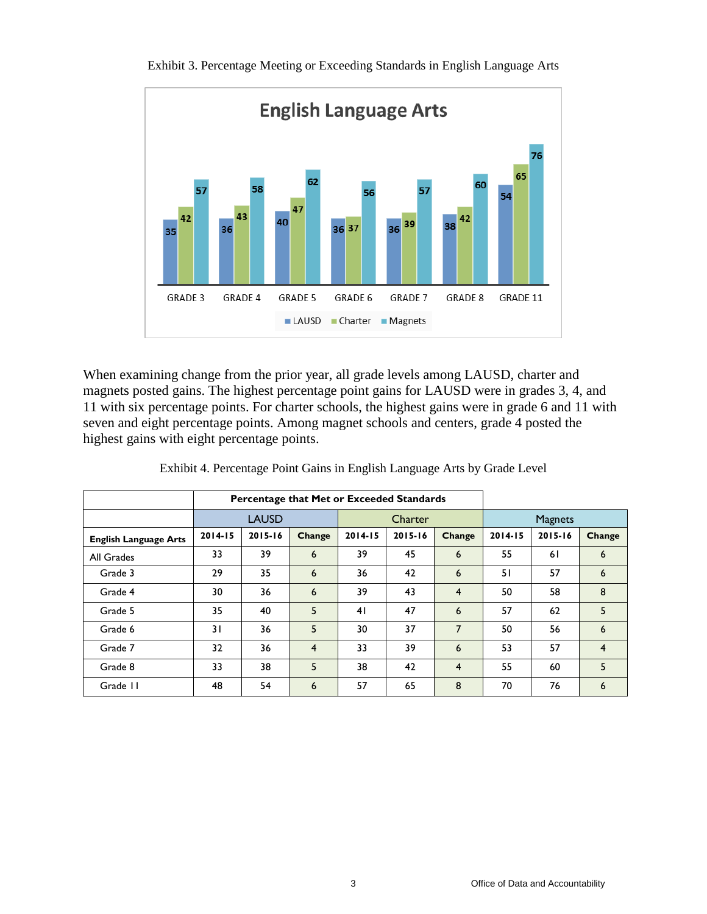Exhibit 3. Percentage Meeting or Exceeding Standards in English Language Arts

When examining change from the prior year, all grade levels among LAUSD, charter and magnets posted gains. The highest percentage point gains for LAUSD were in grades 3, 4, and 11 with six percentage points. For charter schools, the highest gains were in grade 6 and 11 with seven and eight percentage points. Among magnet schools and centers, grade 4 posted the highest gains with eight percentage points.

Exhibit 4. Percentage Point Gains in English Language Arts by Grade Level

| | Percentage that Met or Exceeded Standards | | | | | | | | |
|---|---|---|---|---|---|---|---|---|---|
| | LAUSD | | | Charter | | | Magnets | | |
| **English Language Arts** | **2014-15** | **2015-16** | **Change** | **2014-15** | **2015-16** | **Change** | **2014-15** | **2015-16** | **Change** |
| All Grades | 33 | 39 | 6 | 39 | 45 | 6 | 55 | 61 | 6 |
| Grade 3 | 29 | 35 | 6 | 36 | 42 | 6 | 51 | 57 | 6 |
| Grade 4 | 30 | 36 | 6 | 39 | 43 | 4 | 50 | 58 | 8 |
| Grade 5 | 35 | 40 | 5 | 41 | 47 | 6 | 57 | 62 | 5 |
| Grade 6 | 31 | 36 | 5 | 30 | 37 | 7 | 50 | 56 | 6 |
| Grade 7 | 32 | 36 | 4 | 33 | 39 | 6 | 53 | 57 | 4 |
| Grade 8 | 33 | 38 | 5 | 38 | 42 | 4 | 55 | 60 | 5 |
| Grade 11 | 48 | 54 | 6 | 57 | 65 | 8 | 70 | 76 | 6 |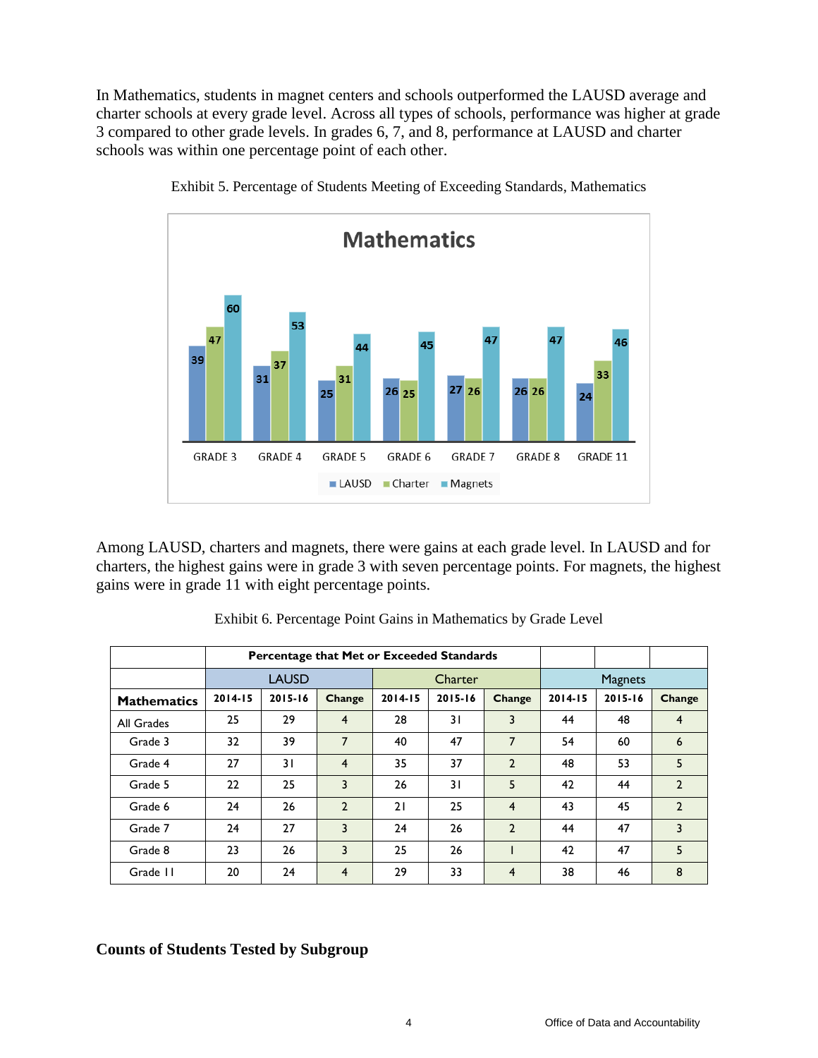In Mathematics, students in magnet centers and schools outperformed the LAUSD average and charter schools at every grade level. Across all types of schools, performance was higher at grade 3 compared to other grade levels. In grades 6, 7, and 8, performance at LAUSD and charter schools was within one percentage point of each other.

Exhibit 5. Percentage of Students Meeting of Exceeding Standards, Mathematics

Among LAUSD, charters and magnets, there were gains at each grade level. In LAUSD and for charters, the highest gains were in grade 3 with seven percentage points. For magnets, the highest gains were in grade 11 with eight percentage points.

Exhibit 6. Percentage Point Gains in Mathematics by Grade Level

| | Percentage that Met or Exceeded Standards | | | | | | | | |
|---|---|---|---|---|---|---|---|---|---|
| | LAUSD | | | Charter | | | Magnets | | |
| **Mathematics** | 2014-15 | 2015-16 | Change | 2014-15 | 2015-16 | Change | 2014-15 | 2015-16 | Change |
| All Grades | 25 | 29 | 4 | 28 | 31 | 3 | 44 | 48 | 4 |
| Grade 3 | 32 | 39 | 7 | 40 | 47 | 7 | 54 | 60 | 6 |
| Grade 4 | 27 | 31 | 4 | 35 | 37 | 2 | 48 | 53 | 5 |
| Grade 5 | 22 | 25 | 3 | 26 | 31 | 5 | 42 | 44 | 2 |
| Grade 6 | 24 | 26 | 2 | 21 | 25 | 4 | 43 | 45 | 2 |
| Grade 7 | 24 | 27 | 3 | 24 | 26 | 2 | 44 | 47 | 3 |
| Grade 8 | 23 | 26 | 3 | 25 | 26 | 1 | 42 | 47 | 5 |
| Grade 11 | 20 | 24 | 4 | 29 | 33 | 4 | 38 | 46 | 8 |

## Counts of Students Tested by Subgroup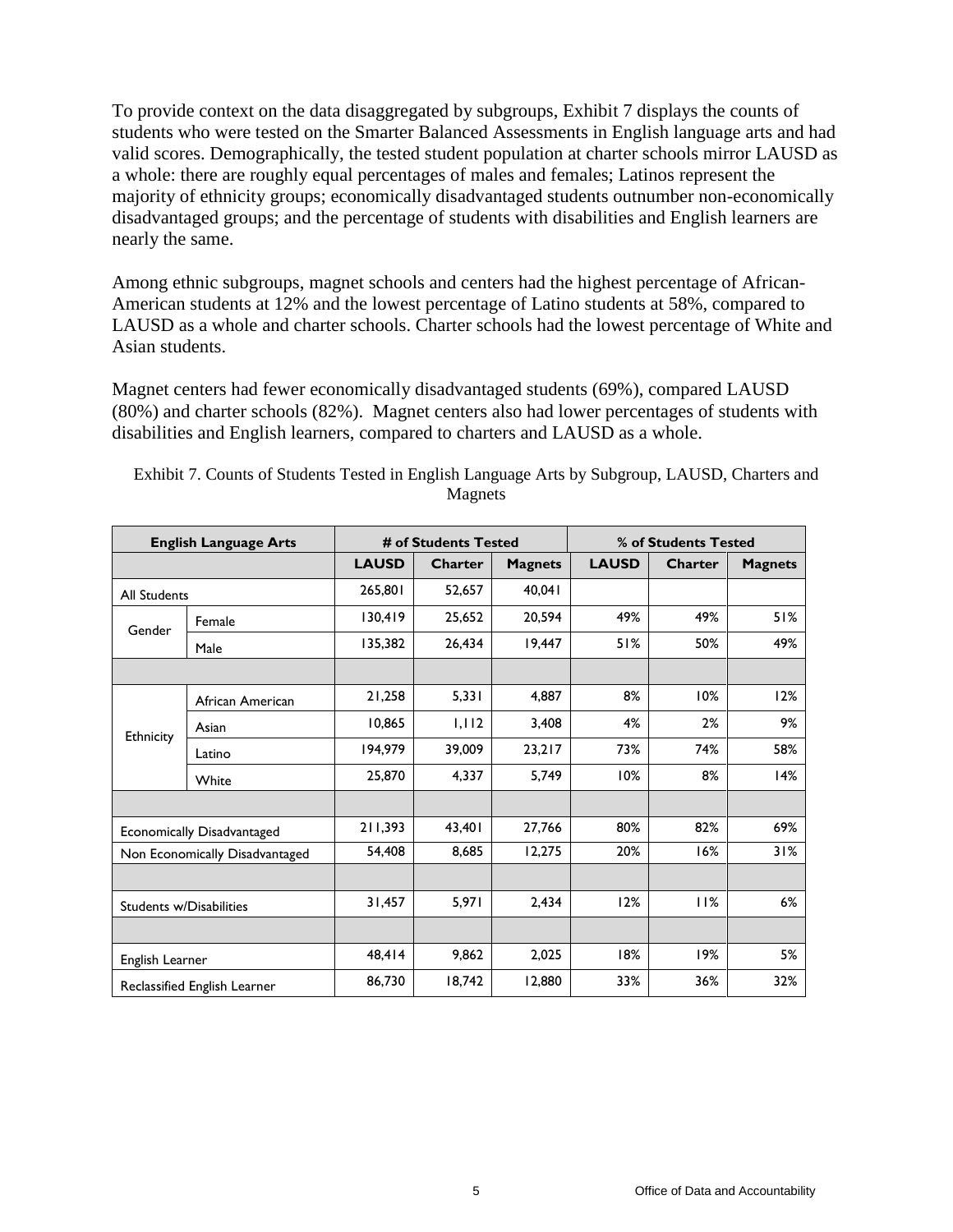To provide context on the data disaggregated by subgroups, Exhibit 7 displays the counts of students who were tested on the Smarter Balanced Assessments in English language arts and had valid scores. Demographically, the tested student population at charter schools mirror LAUSD as a whole: there are roughly equal percentages of males and females; Latinos represent the majority of ethnicity groups; economically disadvantaged students outnumber non-economically disadvantaged groups; and the percentage of students with disabilities and English learners are nearly the same.

Among ethnic subgroups, magnet schools and centers had the highest percentage of African-American students at 12% and the lowest percentage of Latino students at 58%, compared to LAUSD as a whole and charter schools. Charter schools had the lowest percentage of White and Asian students.

Magnet centers had fewer economically disadvantaged students (69%), compared LAUSD (80%) and charter schools (82%). Magnet centers also had lower percentages of students with disabilities and English learners, compared to charters and LAUSD as a whole.

Exhibit 7. Counts of Students Tested in English Language Arts by Subgroup, LAUSD, Charters and Magnets

| English Language Arts | | # of Students Tested | | | % of Students Tested | | |
|---|---|---|---|---|---|---|---|
| | | LAUSD | Charter | Magnets | LAUSD | Charter | Magnets |
| All Students | | 265,801 | 52,657 | 40,041 | | | |
| Gender | Female | 130,419 | 25,652 | 20,594 | 49% | 49% | 51% |
| | Male | 135,382 | 26,434 | 19,447 | 51% | 50% | 49% |
| | | | | | | | |
| Ethnicity | African American | 21,258 | 5,331 | 4,887 | 8% | 10% | 12% |
| | Asian | 10,865 | 1,112 | 3,408 | 4% | 2% | 9% |
| | Latino | 194,979 | 39,009 | 23,217 | 73% | 74% | 58% |
| | White | 25,870 | 4,337 | 5,749 | 10% | 8% | 14% |
| | | | | | | | |
| Economically Disadvantaged | | 211,393 | 43,401 | 27,766 | 80% | 82% | 69% |
| Non Economically Disadvantaged | | 54,408 | 8,685 | 12,275 | 20% | 16% | 31% |
| | | | | | | | |
| Students w/Disabilities | | 31,457 | 5,971 | 2,434 | 12% | 11% | 6% |
| | | | | | | | |
| English Learner | | 48,414 | 9,862 | 2,025 | 18% | 19% | 5% |
| Reclassified English Learner | | 86,730 | 18,742 | 12,880 | 33% | 36% | 32% |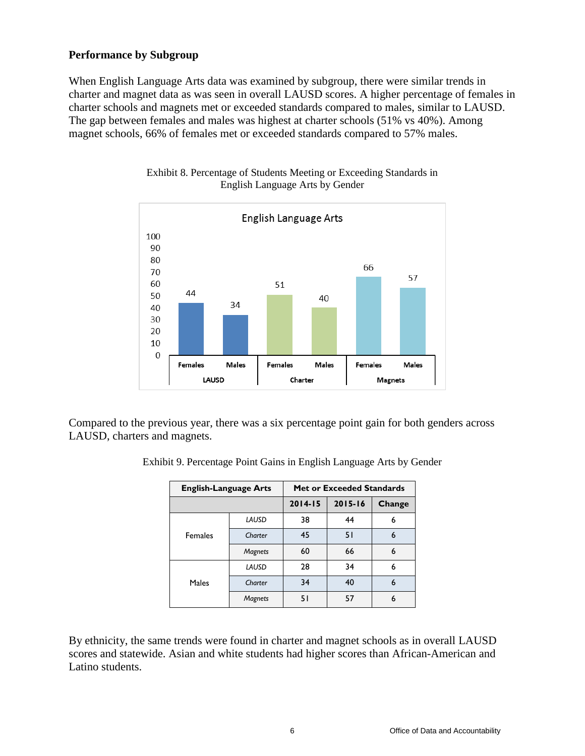**Performance by Subgroup**

When English Language Arts data was examined by subgroup, there were similar trends in charter and magnet data as was seen in overall LAUSD scores. A higher percentage of females in charter schools and magnets met or exceeded standards compared to males, similar to LAUSD. The gap between females and males was highest at charter schools (51% vs 40%). Among magnet schools, 66% of females met or exceeded standards compared to 57% males.

Exhibit 8. Percentage of Students Meeting or Exceeding Standards in English Language Arts by Gender

Compared to the previous year, there was a six percentage point gain for both genders across LAUSD, charters and magnets.

Exhibit 9. Percentage Point Gains in English Language Arts by Gender

| English-Language Arts | | Met or Exceeded Standards | | |
|---|---|---|---|---|
| | | 2014-15 | 2015-16 | Change |
| Females | *LAUSD* | 38 | 44 | 6 |
| | *Charter* | 45 | 51 | 6 |
| | *Magnets* | 60 | 66 | 6 |
| Males | *LAUSD* | 28 | 34 | 6 |
| | *Charter* | 34 | 40 | 6 |
| | *Magnets* | 51 | 57 | 6 |

By ethnicity, the same trends were found in charter and magnet schools as in overall LAUSD scores and statewide. Asian and white students had higher scores than African-American and Latino students.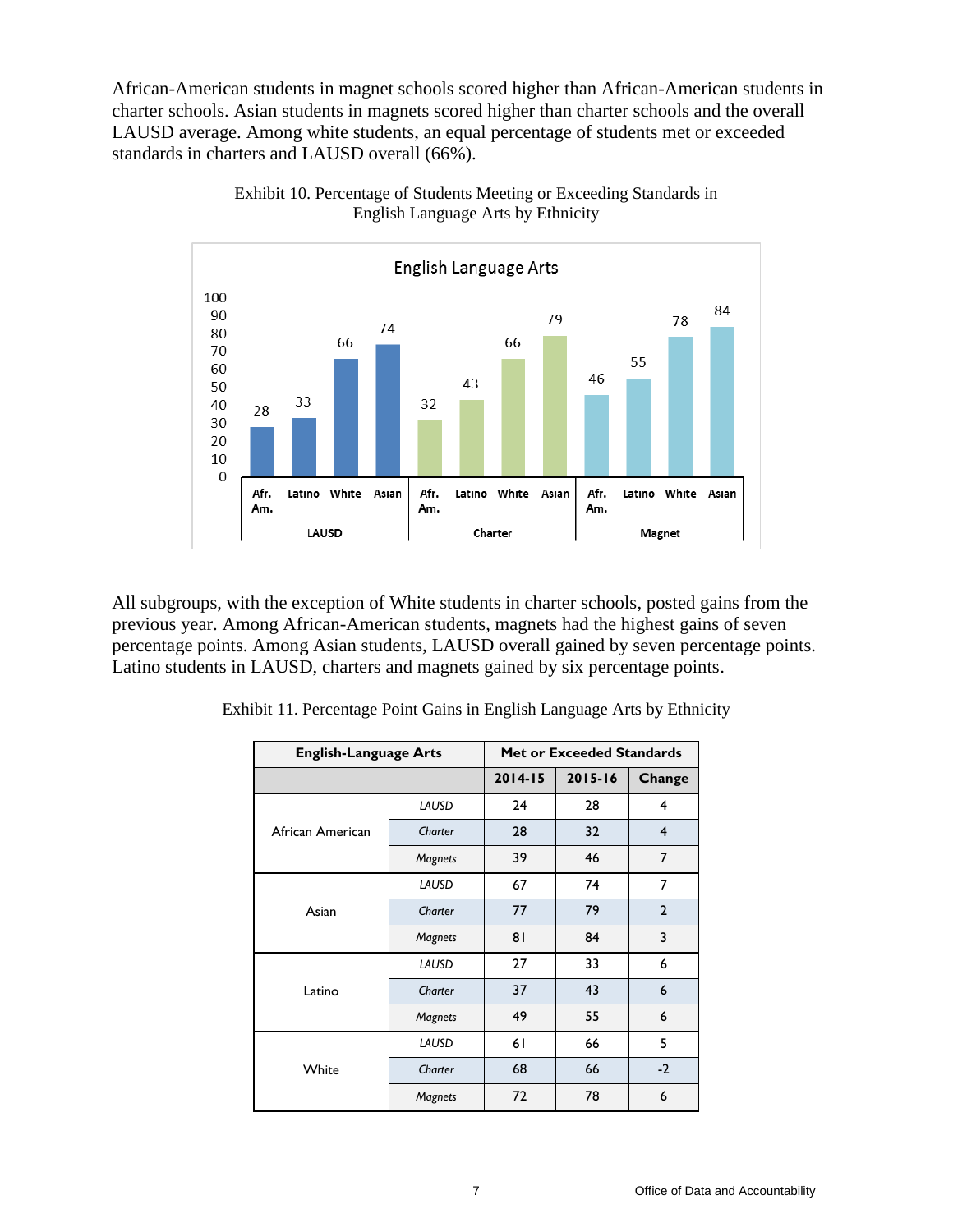African-American students in magnet schools scored higher than African-American students in charter schools. Asian students in magnets scored higher than charter schools and the overall LAUSD average. Among white students, an equal percentage of students met or exceeded standards in charters and LAUSD overall (66%).

Exhibit 10. Percentage of Students Meeting or Exceeding Standards in English Language Arts by Ethnicity

English Language Arts

| | Afr. Am. | Latino | White | Asian |
|---|---|---|---|---|
| LAUSD | 28 | 33 | 66 | 74 |
| Charter | 32 | 43 | 66 | 79 |
| Magnet | 46 | 55 | 78 | 84 |

All subgroups, with the exception of White students in charter schools, posted gains from the previous year. Among African-American students, magnets had the highest gains of seven percentage points. Among Asian students, LAUSD overall gained by seven percentage points. Latino students in LAUSD, charters and magnets gained by six percentage points.

Exhibit 11. Percentage Point Gains in English Language Arts by Ethnicity

| English-Language Arts | | Met or Exceeded Standards | | |
|---|---|---|---|---|
| | | 2014-15 | 2015-16 | Change |
| African American | *LAUSD* | 24 | 28 | 4 |
| | *Charter* | 28 | 32 | 4 |
| | *Magnets* | 39 | 46 | 7 |
| Asian | *LAUSD* | 67 | 74 | 7 |
| | *Charter* | 77 | 79 | 2 |
| | *Magnets* | 81 | 84 | 3 |
| Latino | *LAUSD* | 27 | 33 | 6 |
| | *Charter* | 37 | 43 | 6 |
| | *Magnets* | 49 | 55 | 6 |
| White | *LAUSD* | 61 | 66 | 5 |
| | *Charter* | 68 | 66 | -2 |
| | *Magnets* | 72 | 78 | 6 |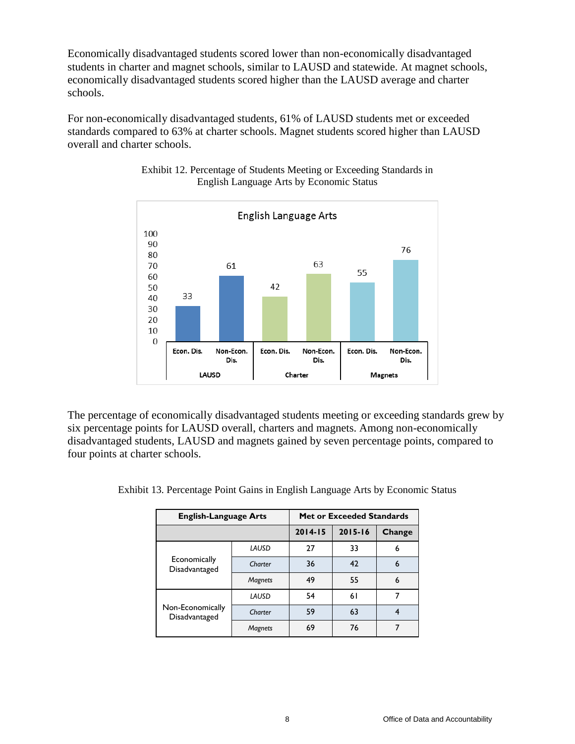Economically disadvantaged students scored lower than non-economically disadvantaged students in charter and magnet schools, similar to LAUSD and statewide. At magnet schools, economically disadvantaged students scored higher than the LAUSD average and charter schools.

For non-economically disadvantaged students, 61% of LAUSD students met or exceeded standards compared to 63% at charter schools. Magnet students scored higher than LAUSD overall and charter schools.

Exhibit 12. Percentage of Students Meeting or Exceeding Standards in English Language Arts by Economic Status

The percentage of economically disadvantaged students meeting or exceeding standards grew by six percentage points for LAUSD overall, charters and magnets. Among non-economically disadvantaged students, LAUSD and magnets gained by seven percentage points, compared to four points at charter schools.

Exhibit 13. Percentage Point Gains in English Language Arts by Economic Status

| English-Language Arts | | Met or Exceeded Standards | | |
|---|---|---|---|---|
| | | 2014-15 | 2015-16 | Change |
| Economically Disadvantaged | *LAUSD* | 27 | 33 | 6 |
| | *Charter* | 36 | 42 | 6 |
| | *Magnets* | 49 | 55 | 6 |
| Non-Economically Disadvantaged | *LAUSD* | 54 | 61 | 7 |
| | *Charter* | 59 | 63 | 4 |
| | *Magnets* | 69 | 76 | 7 |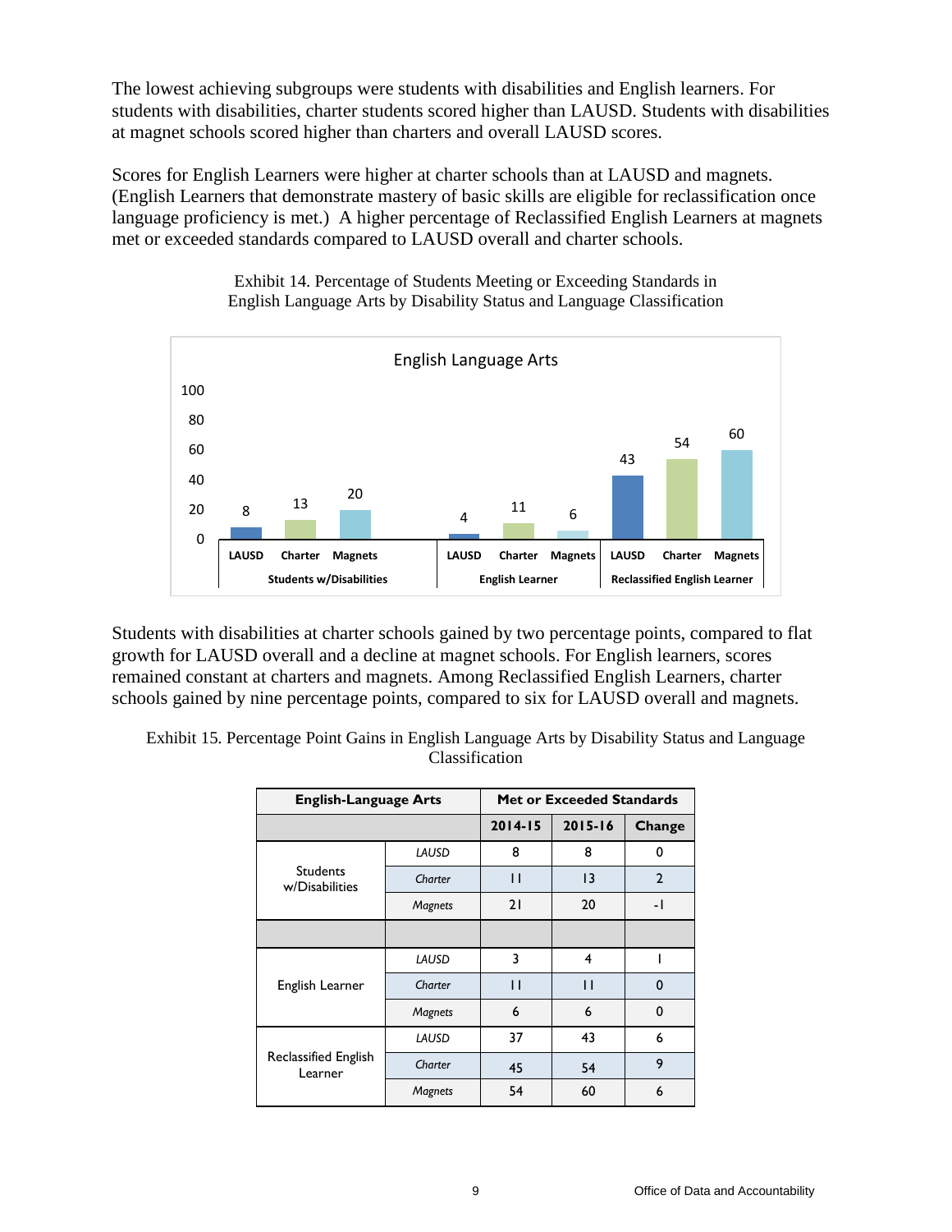The lowest achieving subgroups were students with disabilities and English learners. For students with disabilities, charter students scored higher than LAUSD. Students with disabilities at magnet schools scored higher than charters and overall LAUSD scores.

Scores for English Learners were higher at charter schools than at LAUSD and magnets. (English Learners that demonstrate mastery of basic skills are eligible for reclassification once language proficiency is met.) A higher percentage of Reclassified English Learners at magnets met or exceeded standards compared to LAUSD overall and charter schools.

Exhibit 14. Percentage of Students Meeting or Exceeding Standards in English Language Arts by Disability Status and Language Classification

English Language Arts

| Group | LAUSD | Charter | Magnets |
|---|---|---|---|
| Students w/Disabilities | 8 | 13 | 20 |
| English Learner | 4 | 11 | 6 |
| Reclassified English Learner | 43 | 54 | 60 |

Students with disabilities at charter schools gained by two percentage points, compared to flat growth for LAUSD overall and a decline at magnet schools. For English learners, scores remained constant at charters and magnets. Among Reclassified English Learners, charter schools gained by nine percentage points, compared to six for LAUSD overall and magnets.

Exhibit 15. Percentage Point Gains in English Language Arts by Disability Status and Language Classification

| English-Language Arts | | Met or Exceeded Standards | | |
|---|---|---|---|---|
| | | 2014-15 | 2015-16 | Change |
| Students w/Disabilities | *LAUSD* | 8 | 8 | 0 |
| | *Charter* | 11 | 13 | 2 |
| | *Magnets* | 21 | 20 | -1 |
| | | | | |
| English Learner | *LAUSD* | 3 | 4 | 1 |
| | *Charter* | 11 | 11 | 0 |
| | *Magnets* | 6 | 6 | 0 |
| Reclassified English Learner | *LAUSD* | 37 | 43 | 6 |
| | *Charter* | 45 | 54 | 9 |
| | *Magnets* | 54 | 60 | 6 |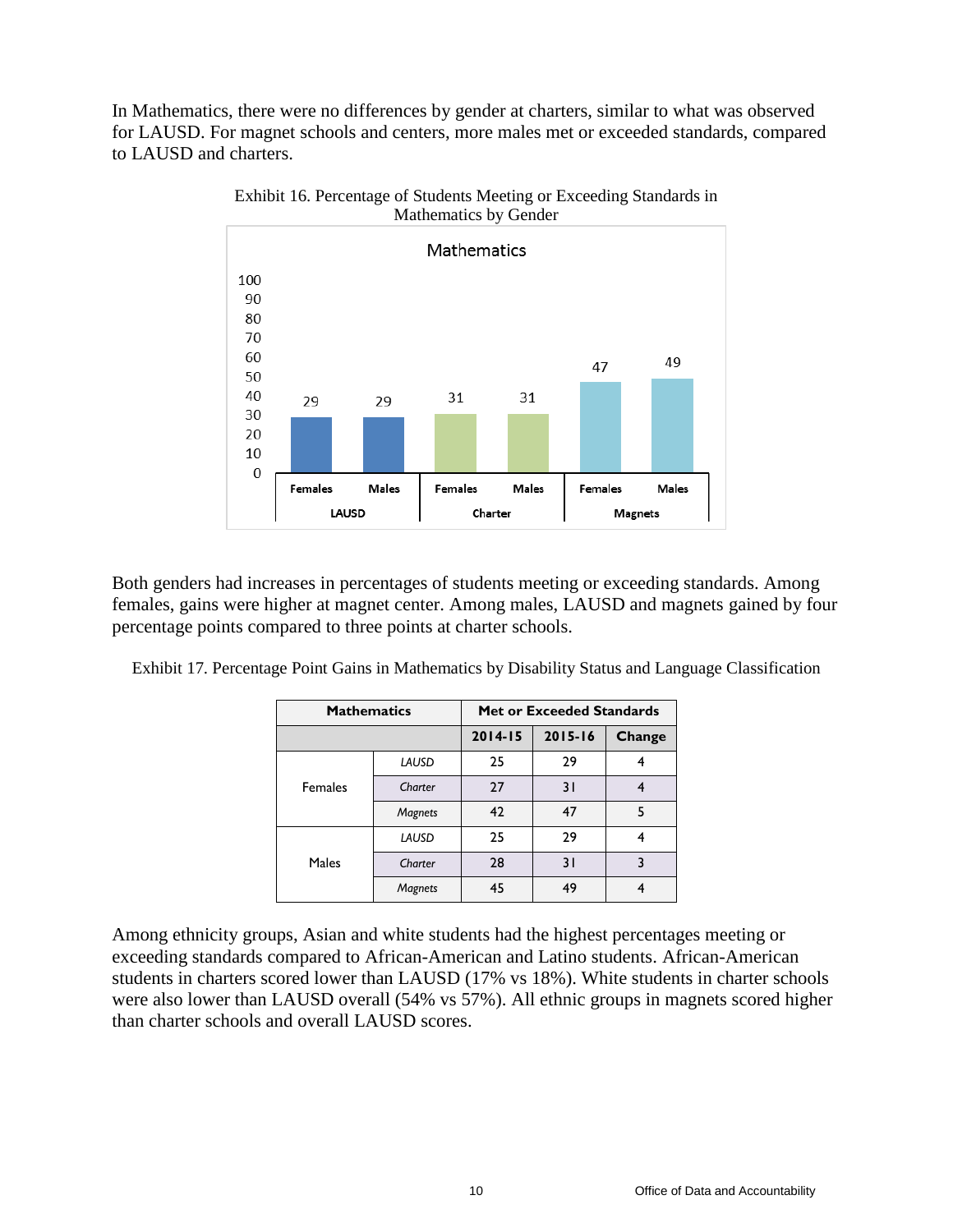In Mathematics, there were no differences by gender at charters, similar to what was observed for LAUSD. For magnet schools and centers, more males met or exceeded standards, compared to LAUSD and charters.

Exhibit 16. Percentage of Students Meeting or Exceeding Standards in Mathematics by Gender

| | LAUSD | | Charter | | Magnets | |
|---|---|---|---|---|---|---|
| | Females | Males | Females | Males | Females | Males |
| Mathematics | 29 | 29 | 31 | 31 | 47 | 49 |

Both genders had increases in percentages of students meeting or exceeding standards. Among females, gains were higher at magnet center. Among males, LAUSD and magnets gained by four percentage points compared to three points at charter schools.

Exhibit 17. Percentage Point Gains in Mathematics by Disability Status and Language Classification

| Mathematics | | Met or Exceeded Standards | | |
|---|---|---|---|---|
| | | 2014-15 | 2015-16 | Change |
| Females | *LAUSD* | 25 | 29 | 4 |
| | *Charter* | 27 | 31 | 4 |
| | *Magnets* | 42 | 47 | 5 |
| Males | *LAUSD* | 25 | 29 | 4 |
| | *Charter* | 28 | 31 | 3 |
| | *Magnets* | 45 | 49 | 4 |

Among ethnicity groups, Asian and white students had the highest percentages meeting or exceeding standards compared to African-American and Latino students. African-American students in charters scored lower than LAUSD (17% vs 18%). White students in charter schools were also lower than LAUSD overall (54% vs 57%). All ethnic groups in magnets scored higher than charter schools and overall LAUSD scores.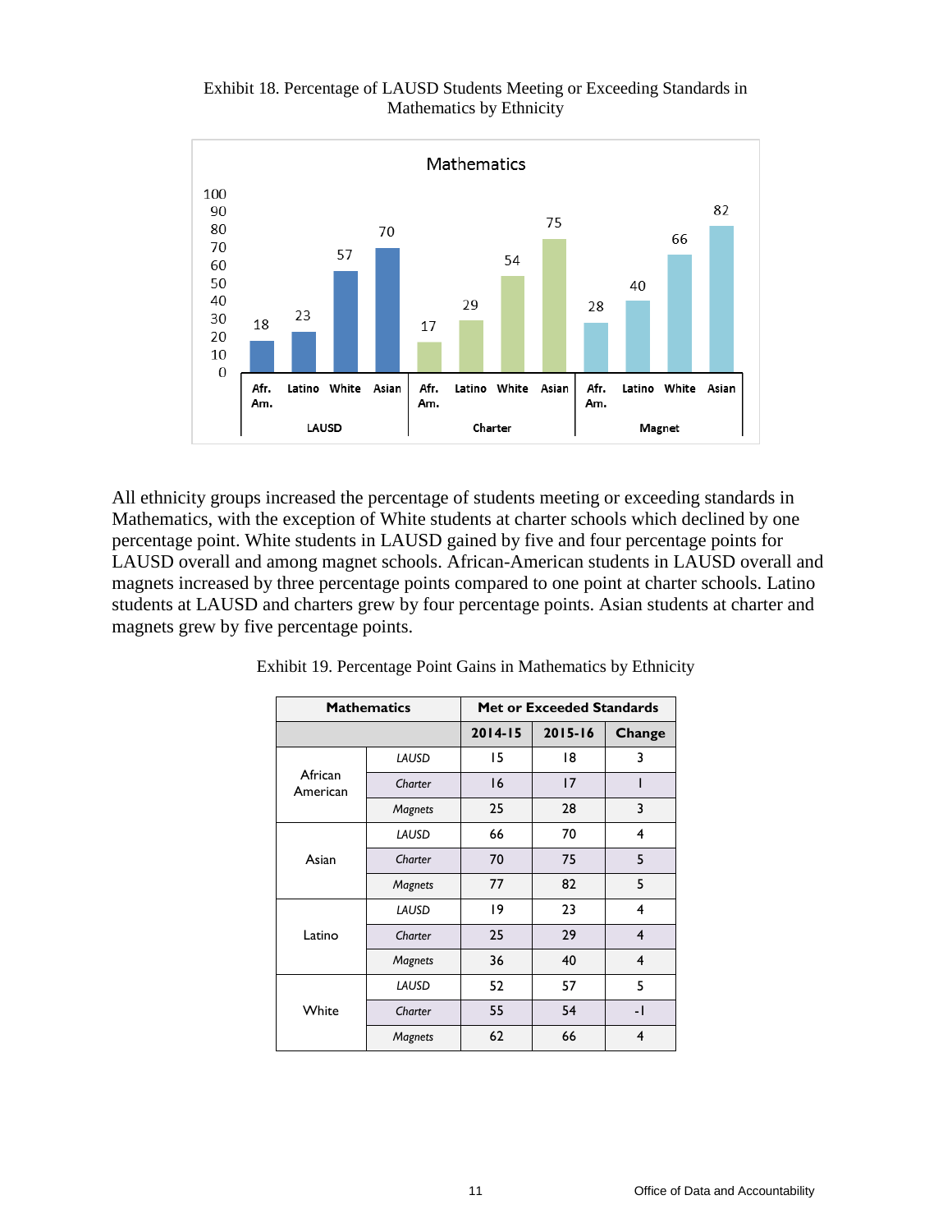Exhibit 18. Percentage of LAUSD Students Meeting or Exceeding Standards in Mathematics by Ethnicity

All ethnicity groups increased the percentage of students meeting or exceeding standards in Mathematics, with the exception of White students at charter schools which declined by one percentage point. White students in LAUSD gained by five and four percentage points for LAUSD overall and among magnet schools. African-American students in LAUSD overall and magnets increased by three percentage points compared to one point at charter schools. Latino students at LAUSD and charters grew by four percentage points. Asian students at charter and magnets grew by five percentage points.

Exhibit 19. Percentage Point Gains in Mathematics by Ethnicity

| Mathematics | | Met or Exceeded Standards | | |
|---|---|---|---|---|
| | | 2014-15 | 2015-16 | Change |
| African American | *LAUSD* | 15 | 18 | 3 |
| | *Charter* | 16 | 17 | 1 |
| | *Magnets* | 25 | 28 | 3 |
| Asian | *LAUSD* | 66 | 70 | 4 |
| | *Charter* | 70 | 75 | 5 |
| | *Magnets* | 77 | 82 | 5 |
| Latino | *LAUSD* | 19 | 23 | 4 |
| | *Charter* | 25 | 29 | 4 |
| | *Magnets* | 36 | 40 | 4 |
| White | *LAUSD* | 52 | 57 | 5 |
| | *Charter* | 55 | 54 | -1 |
| | *Magnets* | 62 | 66 | 4 |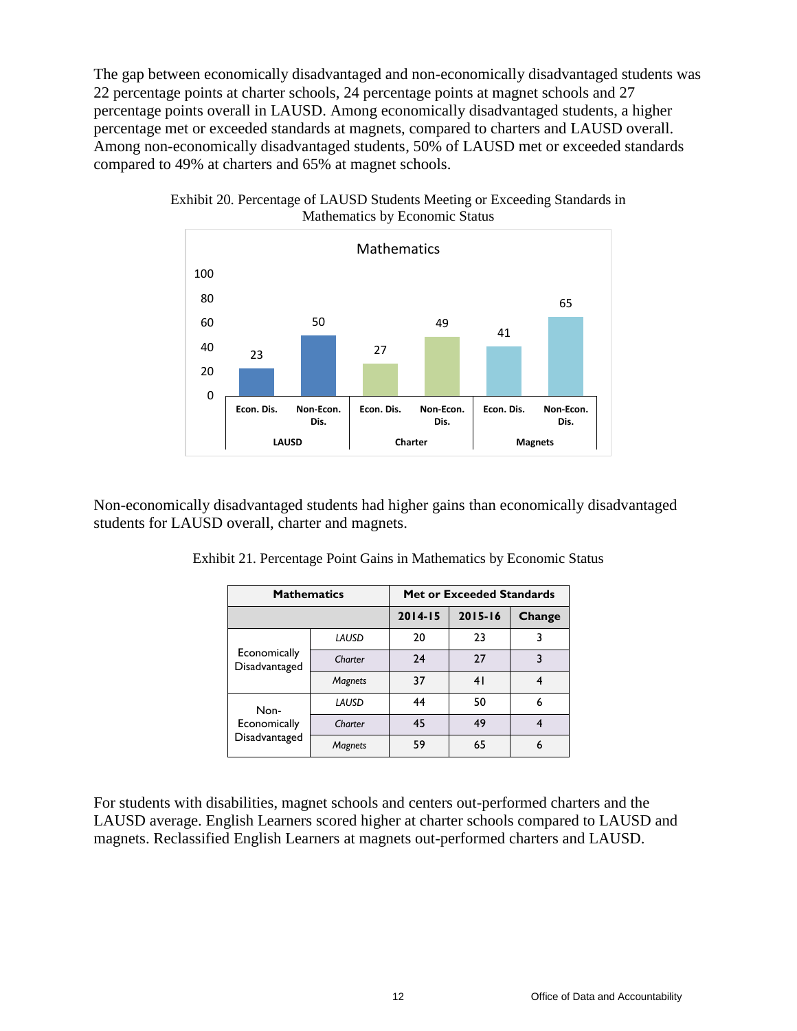The gap between economically disadvantaged and non-economically disadvantaged students was 22 percentage points at charter schools, 24 percentage points at magnet schools and 27 percentage points overall in LAUSD. Among economically disadvantaged students, a higher percentage met or exceeded standards at magnets, compared to charters and LAUSD overall. Among non-economically disadvantaged students, 50% of LAUSD met or exceeded standards compared to 49% at charters and 65% at magnet schools.

Exhibit 20. Percentage of LAUSD Students Meeting or Exceeding Standards in Mathematics by Economic Status

**Mathematics**

| Group | Econ. Dis. | Non-Econ. Dis. |
|---|---|---|
| LAUSD | 23 | 50 |
| Charter | 27 | 49 |
| Magnets | 41 | 65 |

Non-economically disadvantaged students had higher gains than economically disadvantaged students for LAUSD overall, charter and magnets.

Exhibit 21. Percentage Point Gains in Mathematics by Economic Status

| Mathematics | | Met or Exceeded Standards | | |
|---|---|---|---|---|
| | | 2014-15 | 2015-16 | Change |
| Economically Disadvantaged | *LAUSD* | 20 | 23 | 3 |
| | *Charter* | 24 | 27 | 3 |
| | *Magnets* | 37 | 41 | 4 |
| Non-Economically Disadvantaged | *LAUSD* | 44 | 50 | 6 |
| | *Charter* | 45 | 49 | 4 |
| | *Magnets* | 59 | 65 | 6 |

For students with disabilities, magnet schools and centers out-performed charters and the LAUSD average. English Learners scored higher at charter schools compared to LAUSD and magnets. Reclassified English Learners at magnets out-performed charters and LAUSD.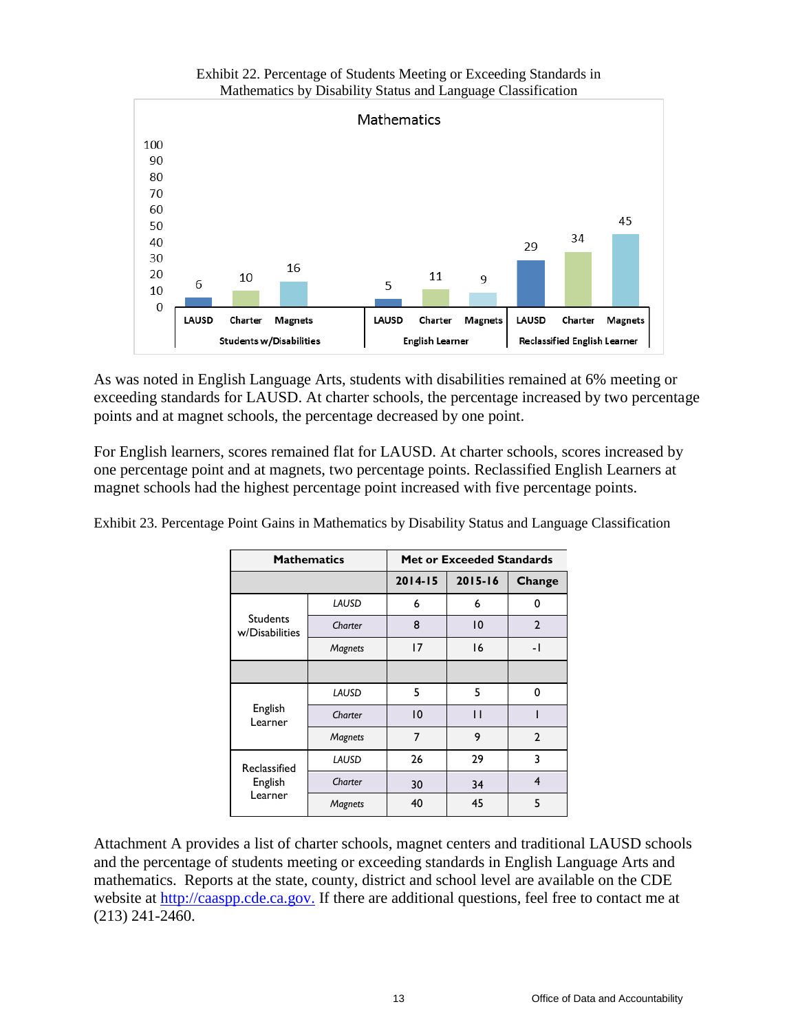Exhibit 22. Percentage of Students Meeting or Exceeding Standards in Mathematics by Disability Status and Language Classification

Mathematics

100
90
80
70
60
50
40
30
20
10
0

6 10 16 5 11 9 29 34 45

LAUSD Charter Magnets LAUSD Charter Magnets LAUSD Charter Magnets

Students w/Disabilities English Learner Reclassified English Learner

As was noted in English Language Arts, students with disabilities remained at 6% meeting or exceeding standards for LAUSD. At charter schools, the percentage increased by two percentage points and at magnet schools, the percentage decreased by one point.

For English learners, scores remained flat for LAUSD. At charter schools, scores increased by one percentage point and at magnets, two percentage points. Reclassified English Learners at magnet schools had the highest percentage point increased with five percentage points.

Exhibit 23. Percentage Point Gains in Mathematics by Disability Status and Language Classification

| **Mathematics** | | **Met or Exceeded Standards** | | |
|---|---|---|---|---|
| | | **2014-15** | **2015-16** | **Change** |
| Students w/Disabilities | *LAUSD* | 6 | 6 | 0 |
| | *Charter* | 8 | 10 | 2 |
| | *Magnets* | 17 | 16 | -1 |
| | | | | |
| English Learner | *LAUSD* | 5 | 5 | 0 |
| | *Charter* | 10 | 11 | 1 |
| | *Magnets* | 7 | 9 | 2 |
| Reclassified English Learner | *LAUSD* | 26 | 29 | 3 |
| | *Charter* | 30 | 34 | 4 |
| | *Magnets* | 40 | 45 | 5 |

Attachment A provides a list of charter schools, magnet centers and traditional LAUSD schools and the percentage of students meeting or exceeding standards in English Language Arts and mathematics. Reports at the state, county, district and school level are available on the CDE website at [http://caaspp.cde.ca.gov.](http://caaspp.cde.ca.gov) If there are additional questions, feel free to contact me at (213) 241-2460.